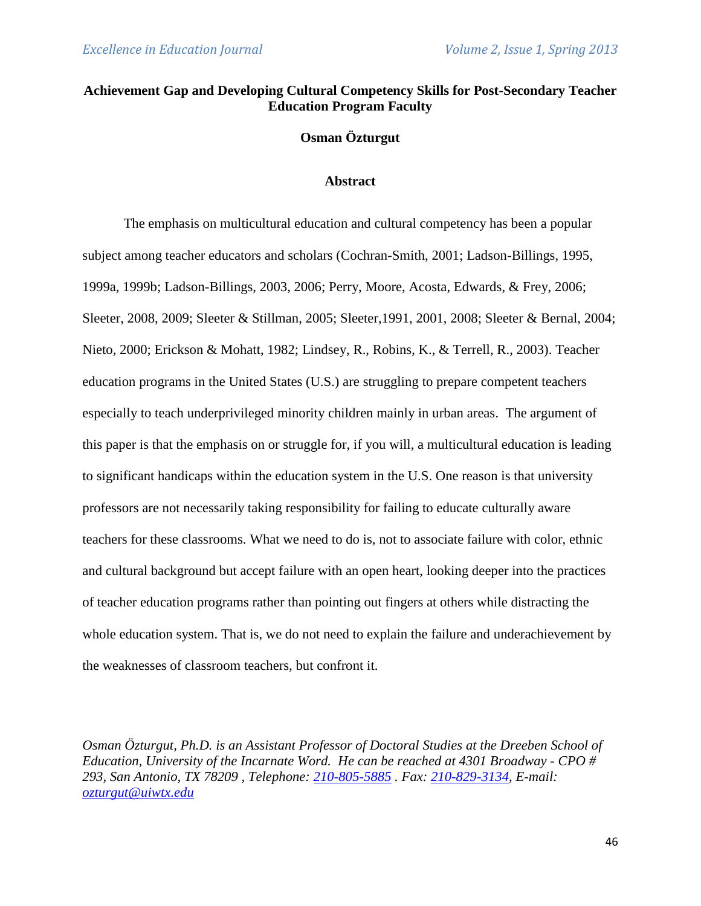# Achievement Gap and Developing Cultural Competency Skills for Post-Secondary Teacher Education Program Faculty

**Osman Özturgut**

## Abstract

The emphasis on multicultural education and cultural competency has been a popular subject among teacher educators and scholars (Cochran-Smith, 2001; Ladson-Billings, 1995, 1999a, 1999b; Ladson-Billings, 2003, 2006; Perry, Moore, Acosta, Edwards, & Frey, 2006; Sleeter, 2008, 2009; Sleeter & Stillman, 2005; Sleeter,1991, 2001, 2008; Sleeter & Bernal, 2004; Nieto, 2000; Erickson & Mohatt, 1982; Lindsey, R., Robins, K., & Terrell, R., 2003). Teacher education programs in the United States (U.S.) are struggling to prepare competent teachers especially to teach underprivileged minority children mainly in urban areas. The argument of this paper is that the emphasis on or struggle for, if you will, a multicultural education is leading to significant handicaps within the education system in the U.S. One reason is that university professors are not necessarily taking responsibility for failing to educate culturally aware teachers for these classrooms. What we need to do is, not to associate failure with color, ethnic and cultural background but accept failure with an open heart, looking deeper into the practices of teacher education programs rather than pointing out fingers at others while distracting the whole education system. That is, we do not need to explain the failure and underachievement by the weaknesses of classroom teachers, but confront it.

*Osman Özturgut, Ph.D. is an Assistant Professor of Doctoral Studies at the Dreeben School of Education, University of the Incarnate Word. He can be reached at 4301 Broadway - CPO # 293, San Antonio, TX 78209 , Telephone: 210-805-5885 . Fax: 210-829-3134, E-mail: ozturgut@uiwtx.edu*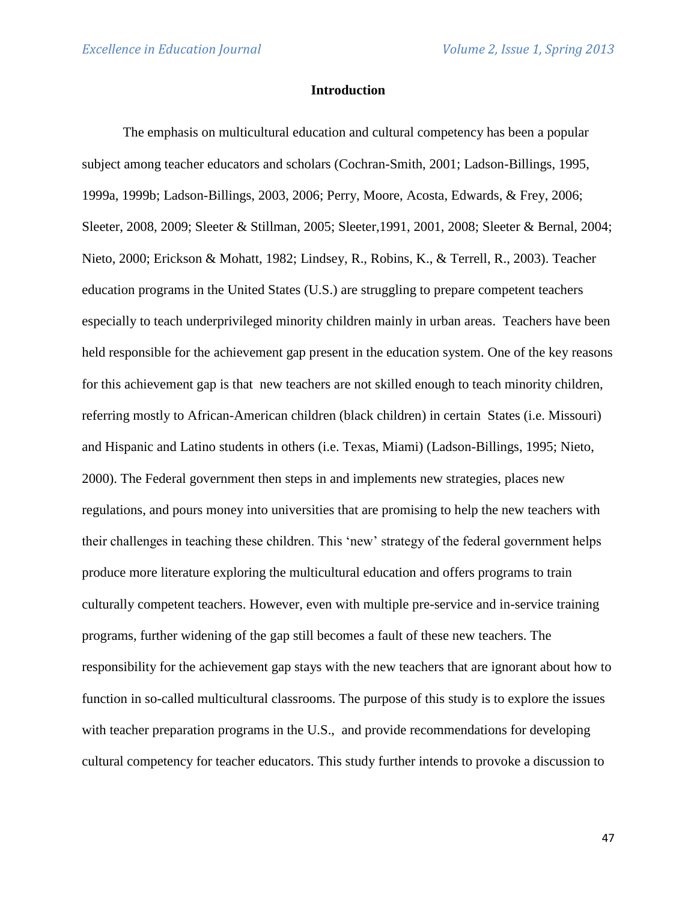## Introduction

The emphasis on multicultural education and cultural competency has been a popular subject among teacher educators and scholars (Cochran-Smith, 2001; Ladson-Billings, 1995, 1999a, 1999b; Ladson-Billings, 2003, 2006; Perry, Moore, Acosta, Edwards, & Frey, 2006; Sleeter, 2008, 2009; Sleeter & Stillman, 2005; Sleeter,1991, 2001, 2008; Sleeter & Bernal, 2004; Nieto, 2000; Erickson & Mohatt, 1982; Lindsey, R., Robins, K., & Terrell, R., 2003). Teacher education programs in the United States (U.S.) are struggling to prepare competent teachers especially to teach underprivileged minority children mainly in urban areas. Teachers have been held responsible for the achievement gap present in the education system. One of the key reasons for this achievement gap is that new teachers are not skilled enough to teach minority children, referring mostly to African-American children (black children) in certain States (i.e. Missouri) and Hispanic and Latino students in others (i.e. Texas, Miami) (Ladson-Billings, 1995; Nieto, 2000). The Federal government then steps in and implements new strategies, places new regulations, and pours money into universities that are promising to help the new teachers with their challenges in teaching these children. This 'new' strategy of the federal government helps produce more literature exploring the multicultural education and offers programs to train culturally competent teachers. However, even with multiple pre-service and in-service training programs, further widening of the gap still becomes a fault of these new teachers. The responsibility for the achievement gap stays with the new teachers that are ignorant about how to function in so-called multicultural classrooms. The purpose of this study is to explore the issues with teacher preparation programs in the U.S., and provide recommendations for developing cultural competency for teacher educators. This study further intends to provoke a discussion to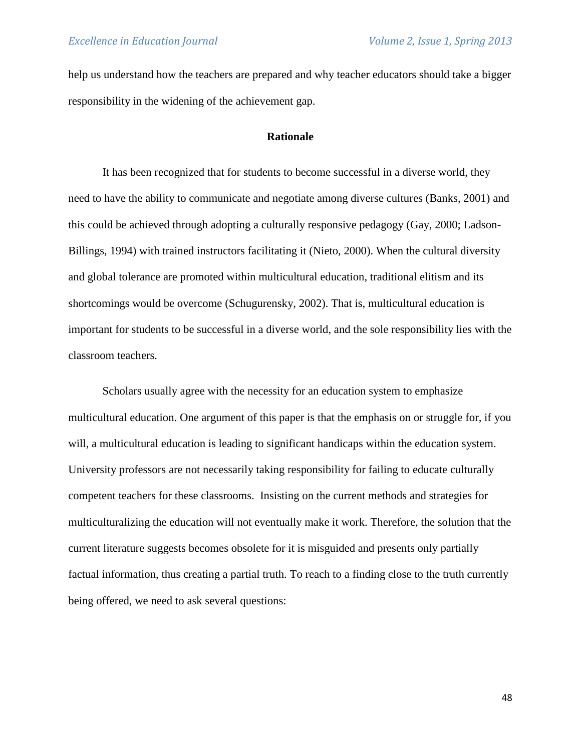help us understand how the teachers are prepared and why teacher educators should take a bigger responsibility in the widening of the achievement gap.

## Rationale

It has been recognized that for students to become successful in a diverse world, they need to have the ability to communicate and negotiate among diverse cultures (Banks, 2001) and this could be achieved through adopting a culturally responsive pedagogy (Gay, 2000; Ladson-Billings, 1994) with trained instructors facilitating it (Nieto, 2000). When the cultural diversity and global tolerance are promoted within multicultural education, traditional elitism and its shortcomings would be overcome (Schugurensky, 2002). That is, multicultural education is important for students to be successful in a diverse world, and the sole responsibility lies with the classroom teachers.

Scholars usually agree with the necessity for an education system to emphasize multicultural education. One argument of this paper is that the emphasis on or struggle for, if you will, a multicultural education is leading to significant handicaps within the education system. University professors are not necessarily taking responsibility for failing to educate culturally competent teachers for these classrooms. Insisting on the current methods and strategies for multiculturalizing the education will not eventually make it work. Therefore, the solution that the current literature suggests becomes obsolete for it is misguided and presents only partially factual information, thus creating a partial truth. To reach to a finding close to the truth currently being offered, we need to ask several questions: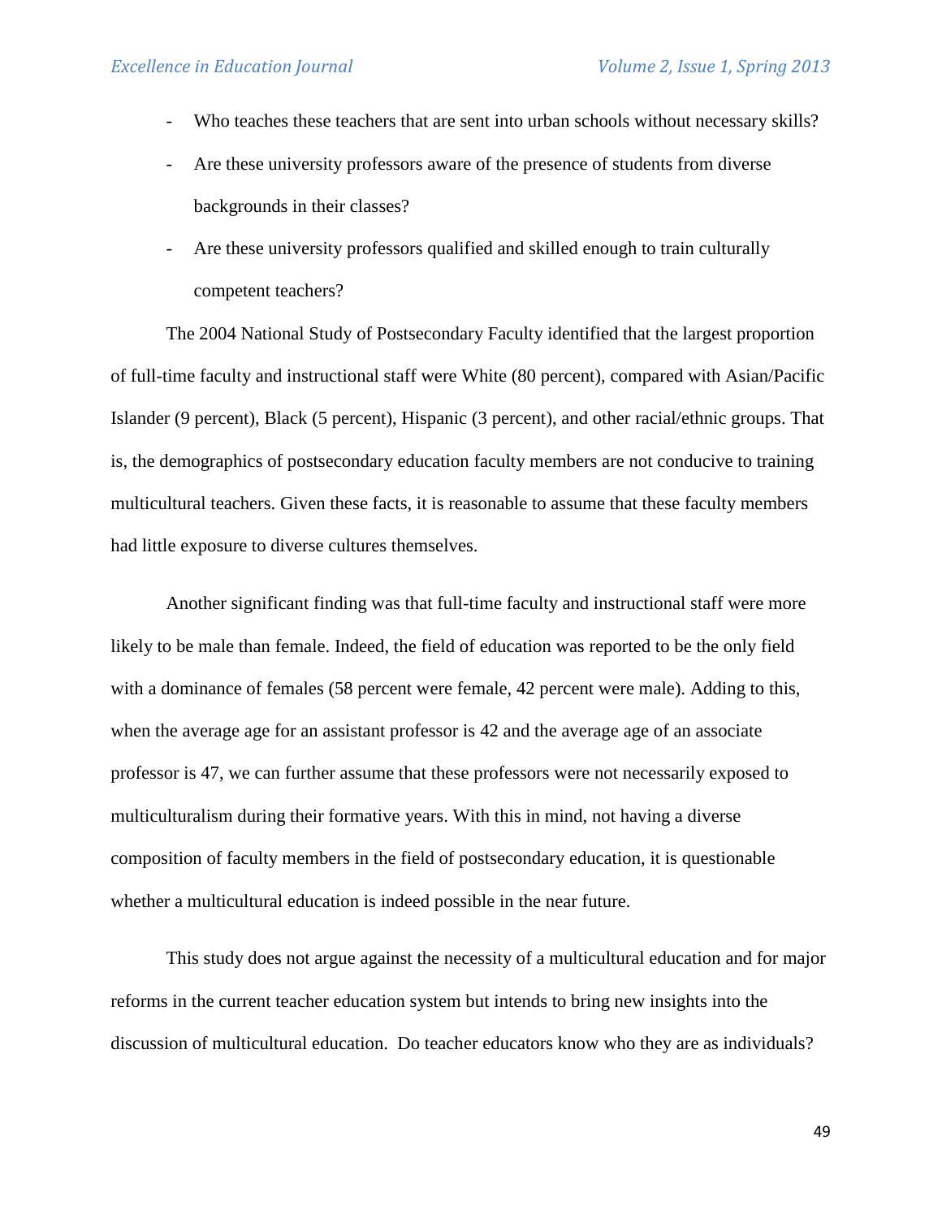- Who teaches these teachers that are sent into urban schools without necessary skills?
- Are these university professors aware of the presence of students from diverse backgrounds in their classes?
- Are these university professors qualified and skilled enough to train culturally competent teachers?

The 2004 National Study of Postsecondary Faculty identified that the largest proportion of full-time faculty and instructional staff were White (80 percent), compared with Asian/Pacific Islander (9 percent), Black (5 percent), Hispanic (3 percent), and other racial/ethnic groups. That is, the demographics of postsecondary education faculty members are not conducive to training multicultural teachers. Given these facts, it is reasonable to assume that these faculty members had little exposure to diverse cultures themselves.

Another significant finding was that full-time faculty and instructional staff were more likely to be male than female. Indeed, the field of education was reported to be the only field with a dominance of females (58 percent were female, 42 percent were male). Adding to this, when the average age for an assistant professor is 42 and the average age of an associate professor is 47, we can further assume that these professors were not necessarily exposed to multiculturalism during their formative years. With this in mind, not having a diverse composition of faculty members in the field of postsecondary education, it is questionable whether a multicultural education is indeed possible in the near future.

This study does not argue against the necessity of a multicultural education and for major reforms in the current teacher education system but intends to bring new insights into the discussion of multicultural education. Do teacher educators know who they are as individuals?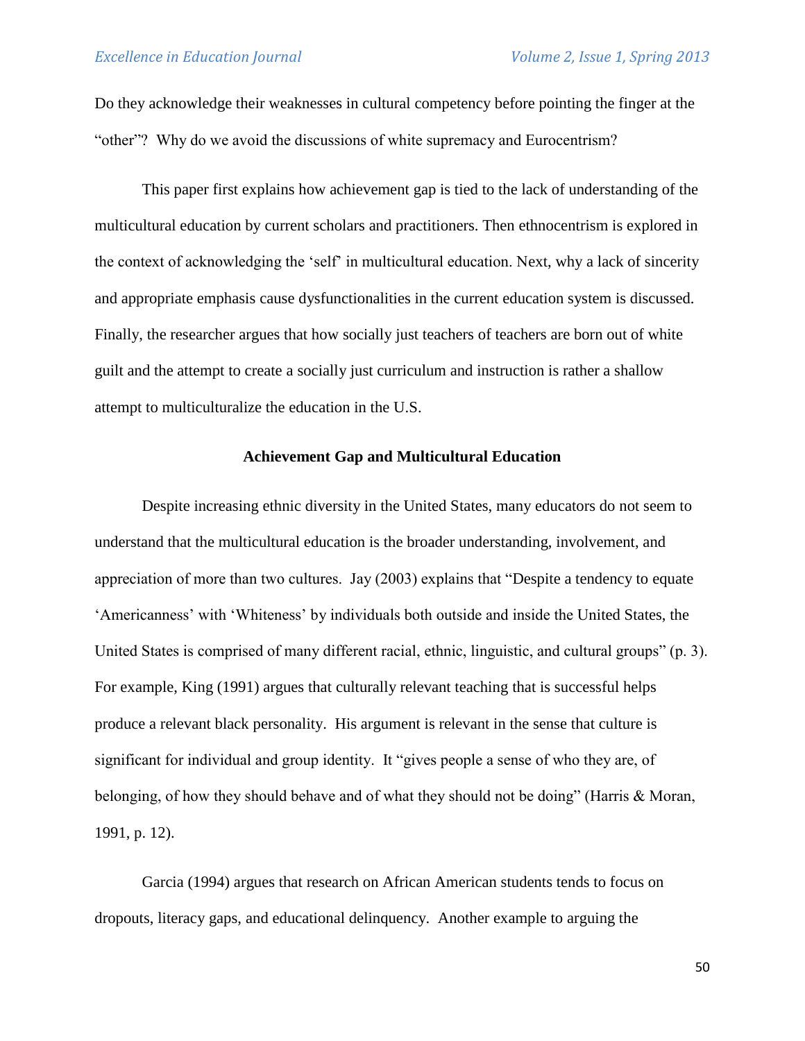Do they acknowledge their weaknesses in cultural competency before pointing the finger at the "other"? Why do we avoid the discussions of white supremacy and Eurocentrism?

This paper first explains how achievement gap is tied to the lack of understanding of the multicultural education by current scholars and practitioners. Then ethnocentrism is explored in the context of acknowledging the 'self' in multicultural education. Next, why a lack of sincerity and appropriate emphasis cause dysfunctionalities in the current education system is discussed. Finally, the researcher argues that how socially just teachers of teachers are born out of white guilt and the attempt to create a socially just curriculum and instruction is rather a shallow attempt to multiculturalize the education in the U.S.

## Achievement Gap and Multicultural Education

Despite increasing ethnic diversity in the United States, many educators do not seem to understand that the multicultural education is the broader understanding, involvement, and appreciation of more than two cultures. Jay (2003) explains that "Despite a tendency to equate 'Americanness' with 'Whiteness' by individuals both outside and inside the United States, the United States is comprised of many different racial, ethnic, linguistic, and cultural groups" (p. 3). For example, King (1991) argues that culturally relevant teaching that is successful helps produce a relevant black personality. His argument is relevant in the sense that culture is significant for individual and group identity. It "gives people a sense of who they are, of belonging, of how they should behave and of what they should not be doing" (Harris & Moran, 1991, p. 12).

Garcia (1994) argues that research on African American students tends to focus on dropouts, literacy gaps, and educational delinquency. Another example to arguing the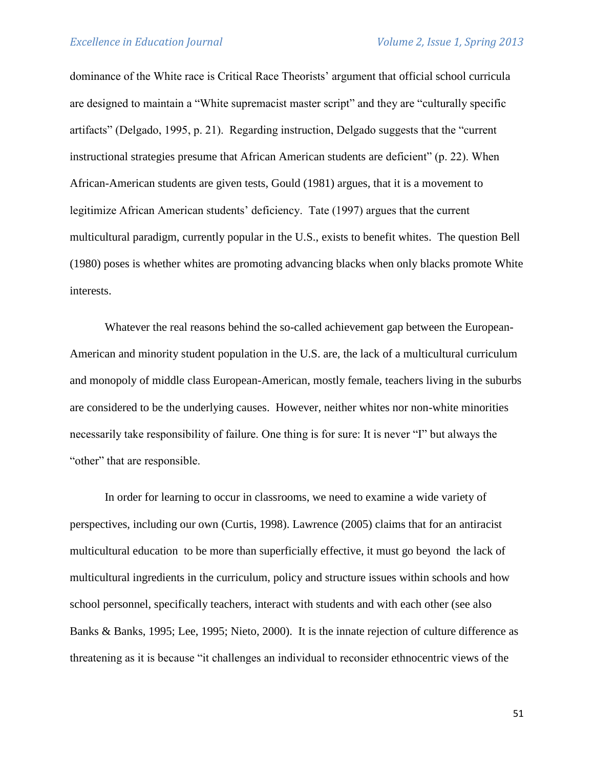dominance of the White race is Critical Race Theorists' argument that official school curricula are designed to maintain a "White supremacist master script" and they are "culturally specific artifacts" (Delgado, 1995, p. 21). Regarding instruction, Delgado suggests that the "current instructional strategies presume that African American students are deficient" (p. 22). When African-American students are given tests, Gould (1981) argues, that it is a movement to legitimize African American students' deficiency. Tate (1997) argues that the current multicultural paradigm, currently popular in the U.S., exists to benefit whites. The question Bell (1980) poses is whether whites are promoting advancing blacks when only blacks promote White interests.

Whatever the real reasons behind the so-called achievement gap between the European-American and minority student population in the U.S. are, the lack of a multicultural curriculum and monopoly of middle class European-American, mostly female, teachers living in the suburbs are considered to be the underlying causes. However, neither whites nor non-white minorities necessarily take responsibility of failure. One thing is for sure: It is never "I" but always the "other" that are responsible.

In order for learning to occur in classrooms, we need to examine a wide variety of perspectives, including our own (Curtis, 1998). Lawrence (2005) claims that for an antiracist multicultural education to be more than superficially effective, it must go beyond the lack of multicultural ingredients in the curriculum, policy and structure issues within schools and how school personnel, specifically teachers, interact with students and with each other (see also Banks & Banks, 1995; Lee, 1995; Nieto, 2000). It is the innate rejection of culture difference as threatening as it is because "it challenges an individual to reconsider ethnocentric views of the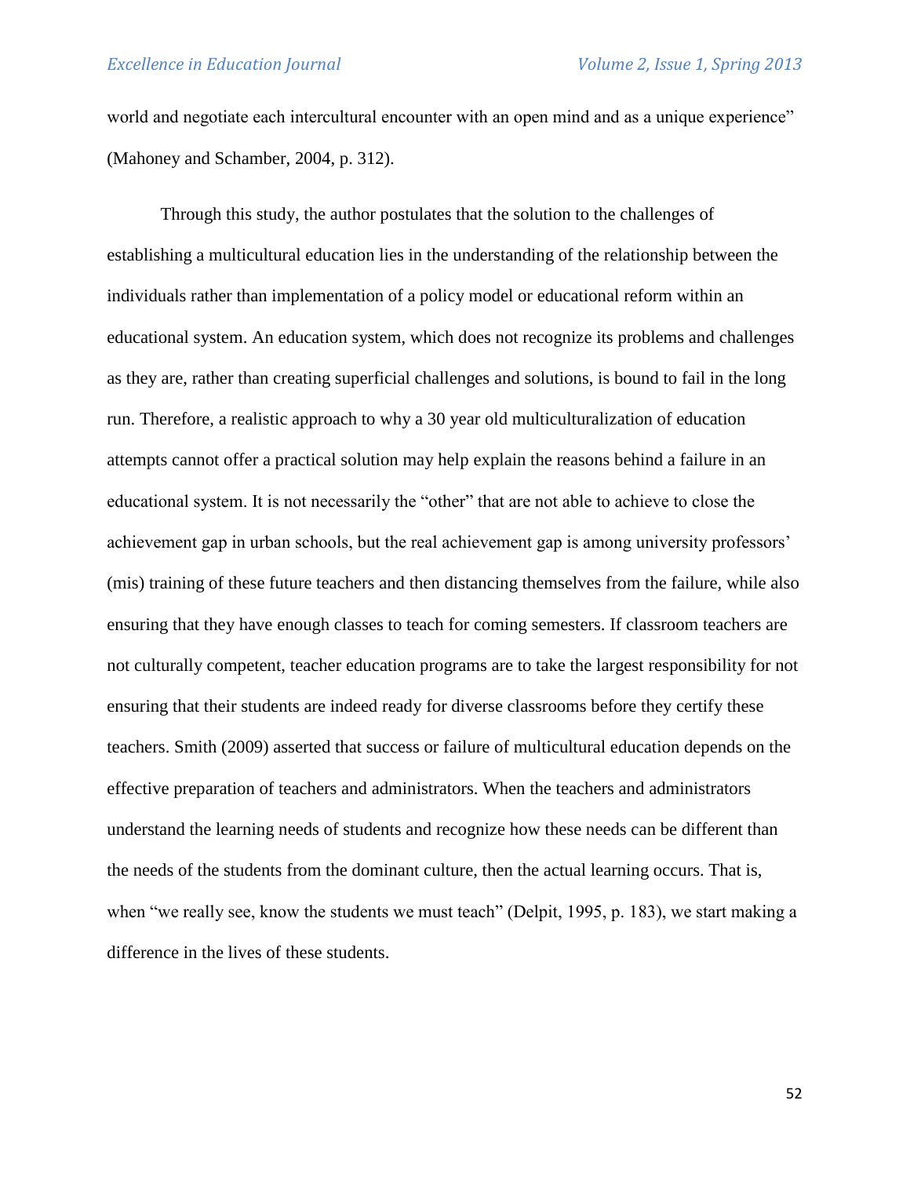world and negotiate each intercultural encounter with an open mind and as a unique experience" (Mahoney and Schamber, 2004, p. 312).

Through this study, the author postulates that the solution to the challenges of establishing a multicultural education lies in the understanding of the relationship between the individuals rather than implementation of a policy model or educational reform within an educational system. An education system, which does not recognize its problems and challenges as they are, rather than creating superficial challenges and solutions, is bound to fail in the long run. Therefore, a realistic approach to why a 30 year old multiculturalization of education attempts cannot offer a practical solution may help explain the reasons behind a failure in an educational system. It is not necessarily the "other" that are not able to achieve to close the achievement gap in urban schools, but the real achievement gap is among university professors' (mis) training of these future teachers and then distancing themselves from the failure, while also ensuring that they have enough classes to teach for coming semesters. If classroom teachers are not culturally competent, teacher education programs are to take the largest responsibility for not ensuring that their students are indeed ready for diverse classrooms before they certify these teachers. Smith (2009) asserted that success or failure of multicultural education depends on the effective preparation of teachers and administrators. When the teachers and administrators understand the learning needs of students and recognize how these needs can be different than the needs of the students from the dominant culture, then the actual learning occurs. That is, when "we really see, know the students we must teach" (Delpit, 1995, p. 183), we start making a difference in the lives of these students.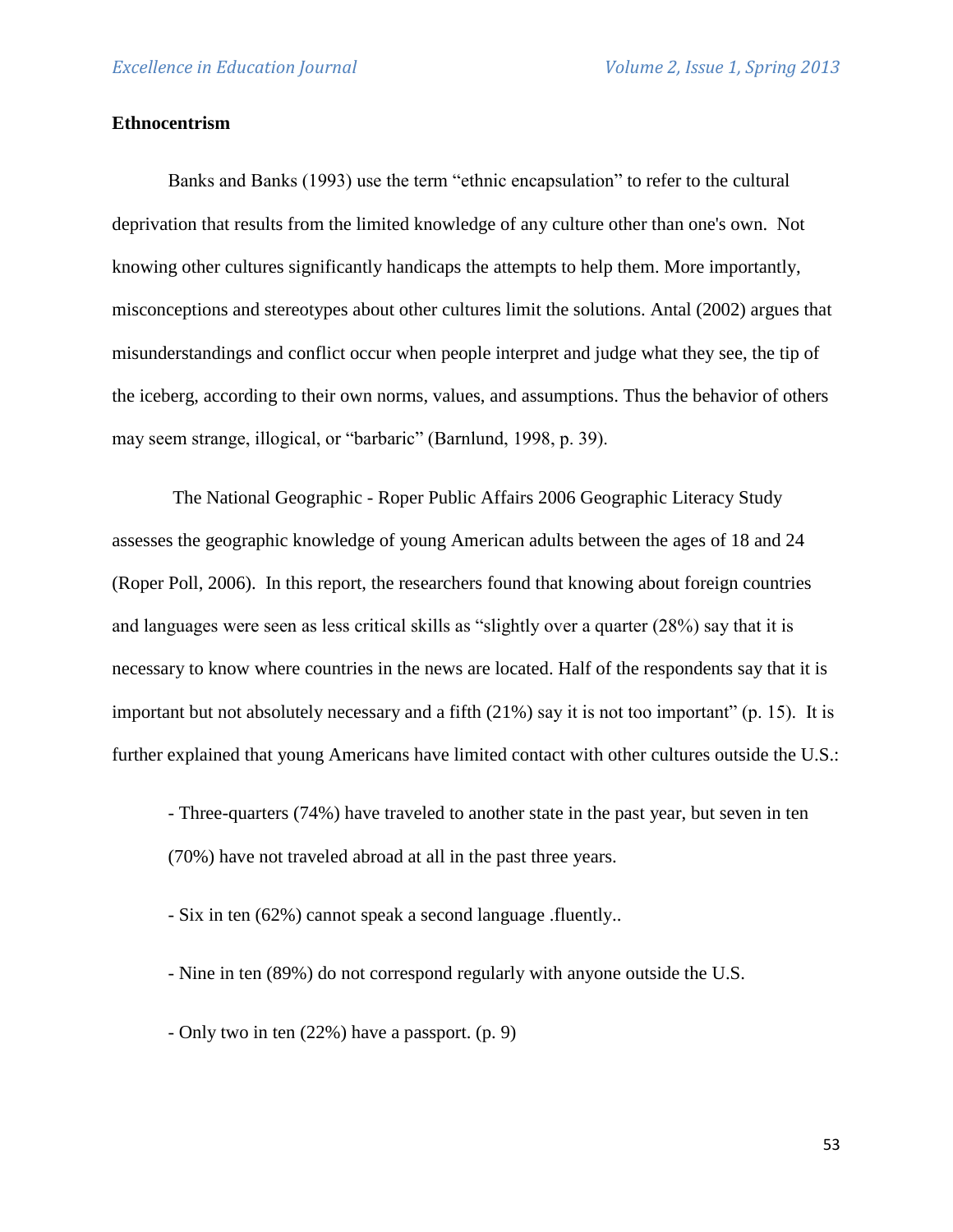**Ethnocentrism**

Banks and Banks (1993) use the term "ethnic encapsulation" to refer to the cultural deprivation that results from the limited knowledge of any culture other than one's own. Not knowing other cultures significantly handicaps the attempts to help them. More importantly, misconceptions and stereotypes about other cultures limit the solutions. Antal (2002) argues that misunderstandings and conflict occur when people interpret and judge what they see, the tip of the iceberg, according to their own norms, values, and assumptions. Thus the behavior of others may seem strange, illogical, or "barbaric" (Barnlund, 1998, p. 39).

The National Geographic - Roper Public Affairs 2006 Geographic Literacy Study assesses the geographic knowledge of young American adults between the ages of 18 and 24 (Roper Poll, 2006). In this report, the researchers found that knowing about foreign countries and languages were seen as less critical skills as "slightly over a quarter (28%) say that it is necessary to know where countries in the news are located. Half of the respondents say that it is important but not absolutely necessary and a fifth (21%) say it is not too important" (p. 15). It is further explained that young Americans have limited contact with other cultures outside the U.S.:

- Three-quarters (74%) have traveled to another state in the past year, but seven in ten (70%) have not traveled abroad at all in the past three years.

- Six in ten (62%) cannot speak a second language .fluently..

- Nine in ten (89%) do not correspond regularly with anyone outside the U.S.

- Only two in ten (22%) have a passport. (p. 9)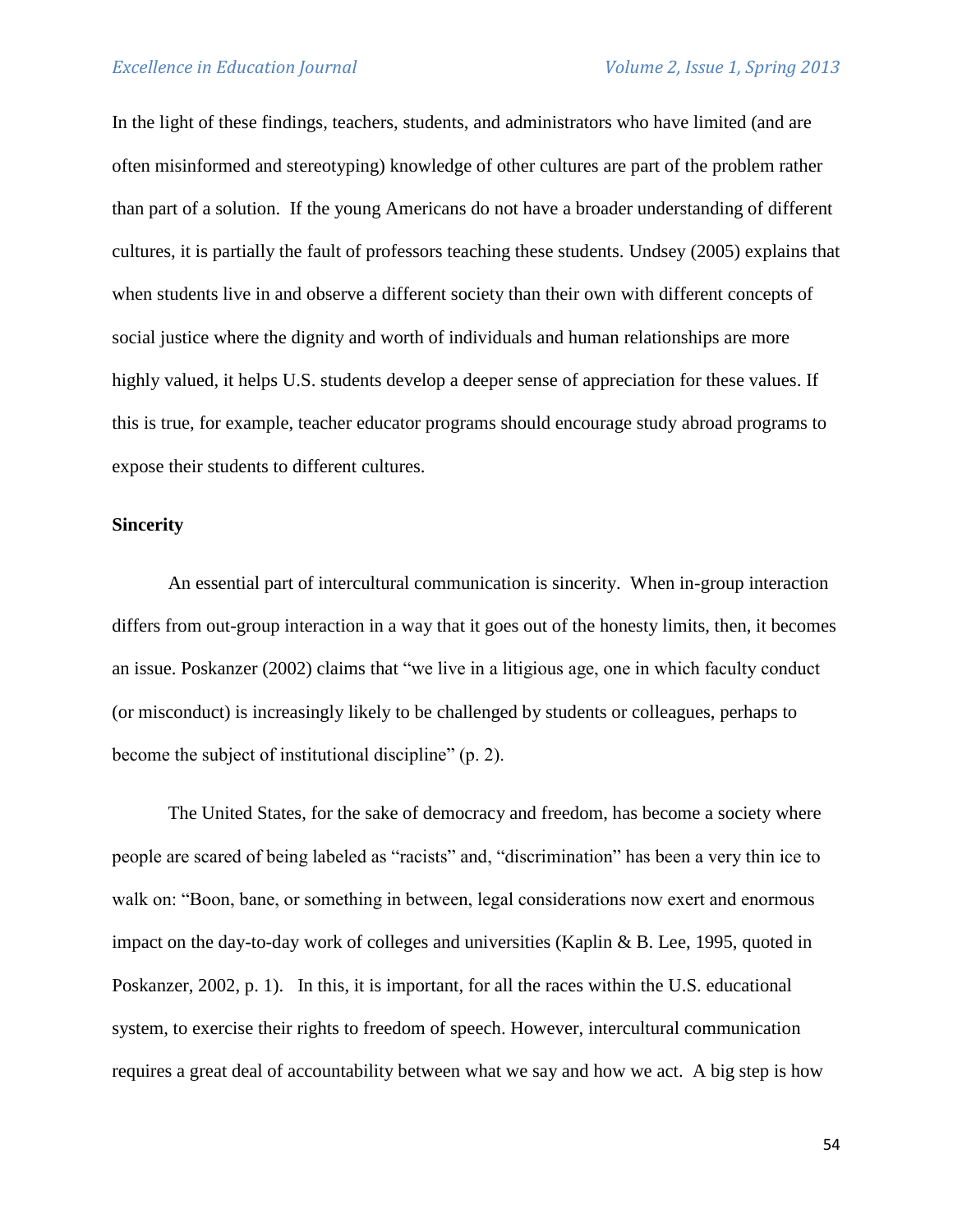In the light of these findings, teachers, students, and administrators who have limited (and are often misinformed and stereotyping) knowledge of other cultures are part of the problem rather than part of a solution. If the young Americans do not have a broader understanding of different cultures, it is partially the fault of professors teaching these students. Undsey (2005) explains that when students live in and observe a different society than their own with different concepts of social justice where the dignity and worth of individuals and human relationships are more highly valued, it helps U.S. students develop a deeper sense of appreciation for these values. If this is true, for example, teacher educator programs should encourage study abroad programs to expose their students to different cultures.

**Sincerity**

An essential part of intercultural communication is sincerity. When in-group interaction differs from out-group interaction in a way that it goes out of the honesty limits, then, it becomes an issue. Poskanzer (2002) claims that "we live in a litigious age, one in which faculty conduct (or misconduct) is increasingly likely to be challenged by students or colleagues, perhaps to become the subject of institutional discipline" (p. 2).

The United States, for the sake of democracy and freedom, has become a society where people are scared of being labeled as "racists" and, "discrimination" has been a very thin ice to walk on: "Boon, bane, or something in between, legal considerations now exert and enormous impact on the day-to-day work of colleges and universities (Kaplin & B. Lee, 1995, quoted in Poskanzer, 2002, p. 1). In this, it is important, for all the races within the U.S. educational system, to exercise their rights to freedom of speech. However, intercultural communication requires a great deal of accountability between what we say and how we act. A big step is how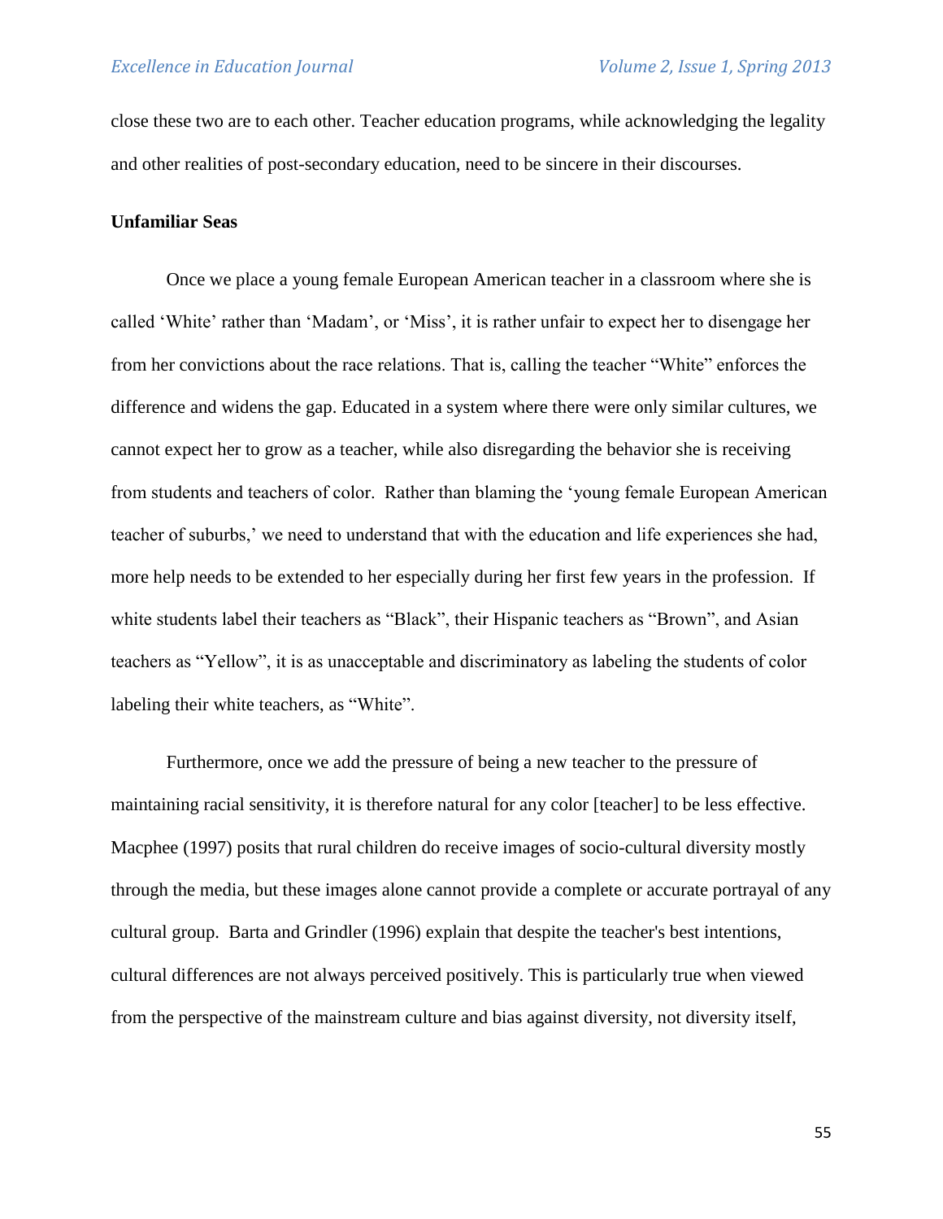close these two are to each other. Teacher education programs, while acknowledging the legality and other realities of post-secondary education, need to be sincere in their discourses.

**Unfamiliar Seas**

Once we place a young female European American teacher in a classroom where she is called 'White' rather than 'Madam', or 'Miss', it is rather unfair to expect her to disengage her from her convictions about the race relations. That is, calling the teacher "White" enforces the difference and widens the gap. Educated in a system where there were only similar cultures, we cannot expect her to grow as a teacher, while also disregarding the behavior she is receiving from students and teachers of color. Rather than blaming the 'young female European American teacher of suburbs,' we need to understand that with the education and life experiences she had, more help needs to be extended to her especially during her first few years in the profession. If white students label their teachers as "Black", their Hispanic teachers as "Brown", and Asian teachers as "Yellow", it is as unacceptable and discriminatory as labeling the students of color labeling their white teachers, as "White".

Furthermore, once we add the pressure of being a new teacher to the pressure of maintaining racial sensitivity, it is therefore natural for any color [teacher] to be less effective. Macphee (1997) posits that rural children do receive images of socio-cultural diversity mostly through the media, but these images alone cannot provide a complete or accurate portrayal of any cultural group. Barta and Grindler (1996) explain that despite the teacher's best intentions, cultural differences are not always perceived positively. This is particularly true when viewed from the perspective of the mainstream culture and bias against diversity, not diversity itself,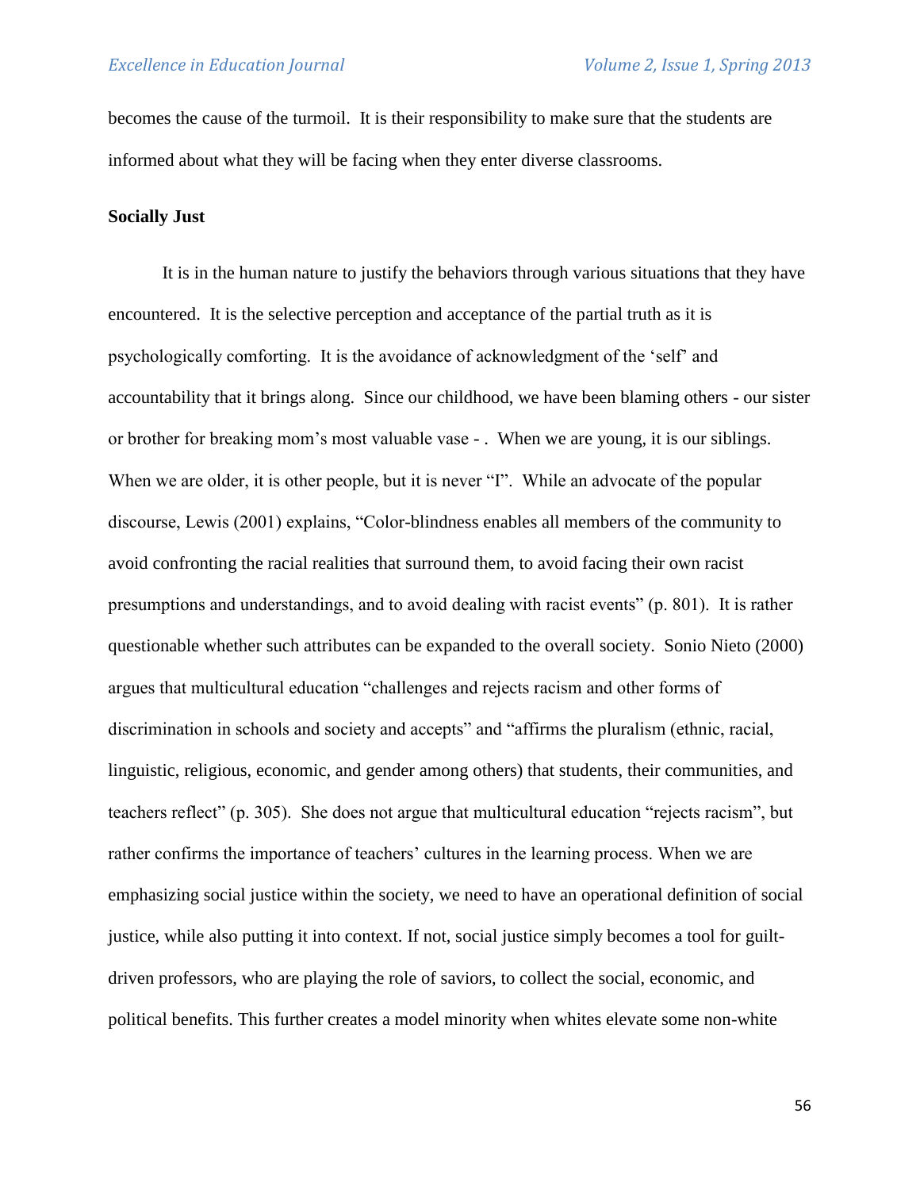becomes the cause of the turmoil. It is their responsibility to make sure that the students are informed about what they will be facing when they enter diverse classrooms.

**Socially Just**

It is in the human nature to justify the behaviors through various situations that they have encountered. It is the selective perception and acceptance of the partial truth as it is psychologically comforting. It is the avoidance of acknowledgment of the 'self' and accountability that it brings along. Since our childhood, we have been blaming others - our sister or brother for breaking mom's most valuable vase - . When we are young, it is our siblings. When we are older, it is other people, but it is never "I". While an advocate of the popular discourse, Lewis (2001) explains, "Color-blindness enables all members of the community to avoid confronting the racial realities that surround them, to avoid facing their own racist presumptions and understandings, and to avoid dealing with racist events" (p. 801). It is rather questionable whether such attributes can be expanded to the overall society. Sonio Nieto (2000) argues that multicultural education "challenges and rejects racism and other forms of discrimination in schools and society and accepts" and "affirms the pluralism (ethnic, racial, linguistic, religious, economic, and gender among others) that students, their communities, and teachers reflect" (p. 305). She does not argue that multicultural education "rejects racism", but rather confirms the importance of teachers' cultures in the learning process. When we are emphasizing social justice within the society, we need to have an operational definition of social justice, while also putting it into context. If not, social justice simply becomes a tool for guilt-driven professors, who are playing the role of saviors, to collect the social, economic, and political benefits. This further creates a model minority when whites elevate some non-white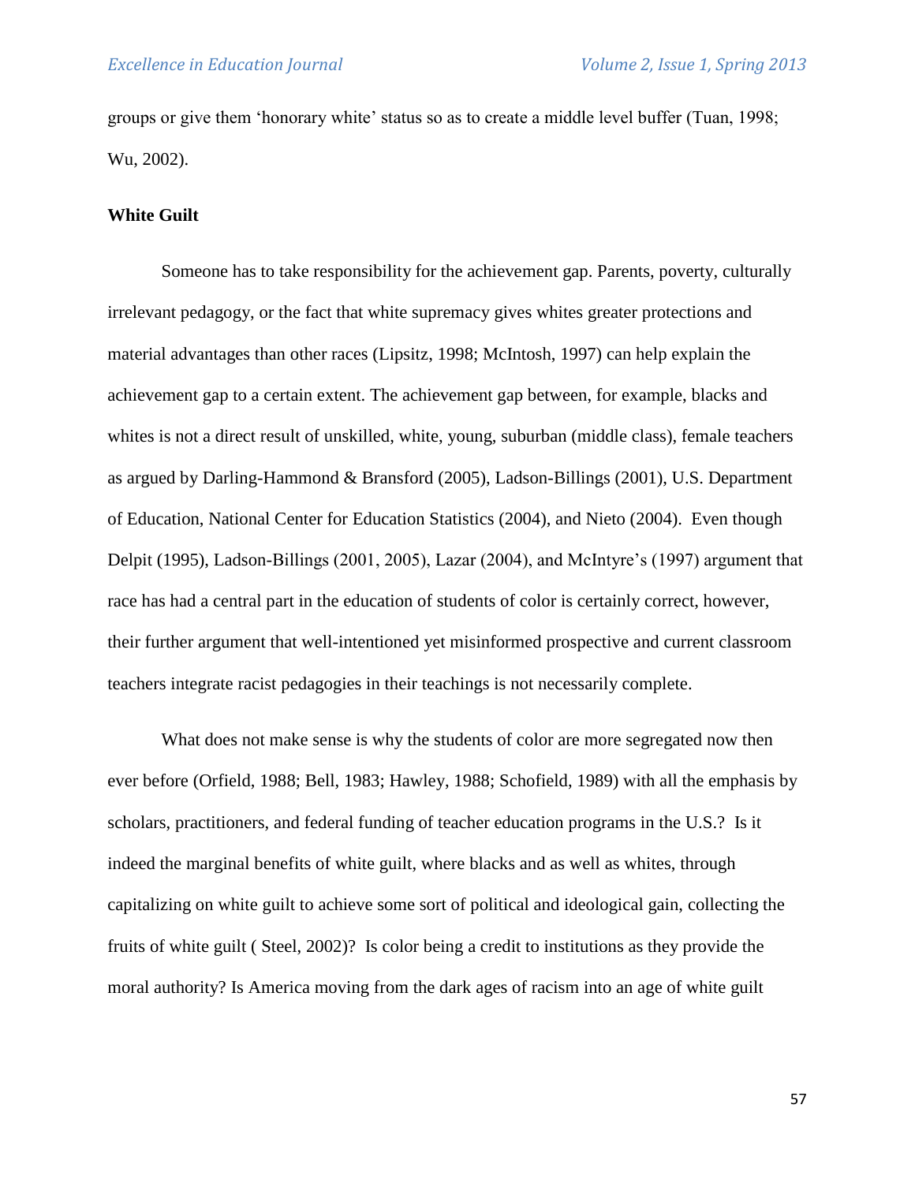groups or give them 'honorary white' status so as to create a middle level buffer (Tuan, 1998; Wu, 2002).

**White Guilt**

Someone has to take responsibility for the achievement gap. Parents, poverty, culturally irrelevant pedagogy, or the fact that white supremacy gives whites greater protections and material advantages than other races (Lipsitz, 1998; McIntosh, 1997) can help explain the achievement gap to a certain extent. The achievement gap between, for example, blacks and whites is not a direct result of unskilled, white, young, suburban (middle class), female teachers as argued by Darling-Hammond & Bransford (2005), Ladson-Billings (2001), U.S. Department of Education, National Center for Education Statistics (2004), and Nieto (2004). Even though Delpit (1995), Ladson-Billings (2001, 2005), Lazar (2004), and McIntyre's (1997) argument that race has had a central part in the education of students of color is certainly correct, however, their further argument that well-intentioned yet misinformed prospective and current classroom teachers integrate racist pedagogies in their teachings is not necessarily complete.

What does not make sense is why the students of color are more segregated now then ever before (Orfield, 1988; Bell, 1983; Hawley, 1988; Schofield, 1989) with all the emphasis by scholars, practitioners, and federal funding of teacher education programs in the U.S.? Is it indeed the marginal benefits of white guilt, where blacks and as well as whites, through capitalizing on white guilt to achieve some sort of political and ideological gain, collecting the fruits of white guilt ( Steel, 2002)? Is color being a credit to institutions as they provide the moral authority? Is America moving from the dark ages of racism into an age of white guilt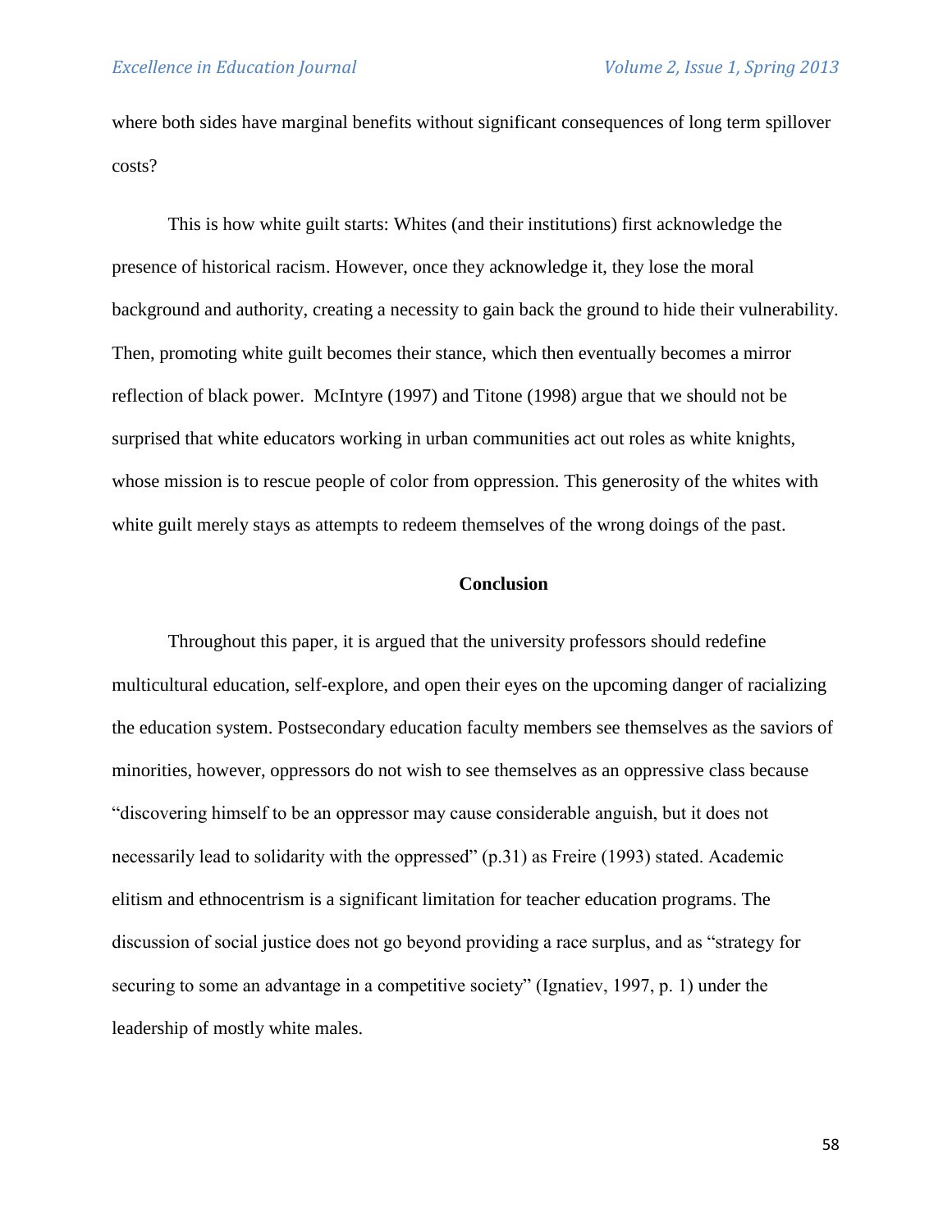where both sides have marginal benefits without significant consequences of long term spillover costs?

This is how white guilt starts: Whites (and their institutions) first acknowledge the presence of historical racism. However, once they acknowledge it, they lose the moral background and authority, creating a necessity to gain back the ground to hide their vulnerability. Then, promoting white guilt becomes their stance, which then eventually becomes a mirror reflection of black power. McIntyre (1997) and Titone (1998) argue that we should not be surprised that white educators working in urban communities act out roles as white knights, whose mission is to rescue people of color from oppression. This generosity of the whites with white guilt merely stays as attempts to redeem themselves of the wrong doings of the past.

## Conclusion

Throughout this paper, it is argued that the university professors should redefine multicultural education, self-explore, and open their eyes on the upcoming danger of racializing the education system. Postsecondary education faculty members see themselves as the saviors of minorities, however, oppressors do not wish to see themselves as an oppressive class because "discovering himself to be an oppressor may cause considerable anguish, but it does not necessarily lead to solidarity with the oppressed" (p.31) as Freire (1993) stated. Academic elitism and ethnocentrism is a significant limitation for teacher education programs. The discussion of social justice does not go beyond providing a race surplus, and as "strategy for securing to some an advantage in a competitive society" (Ignatiev, 1997, p. 1) under the leadership of mostly white males.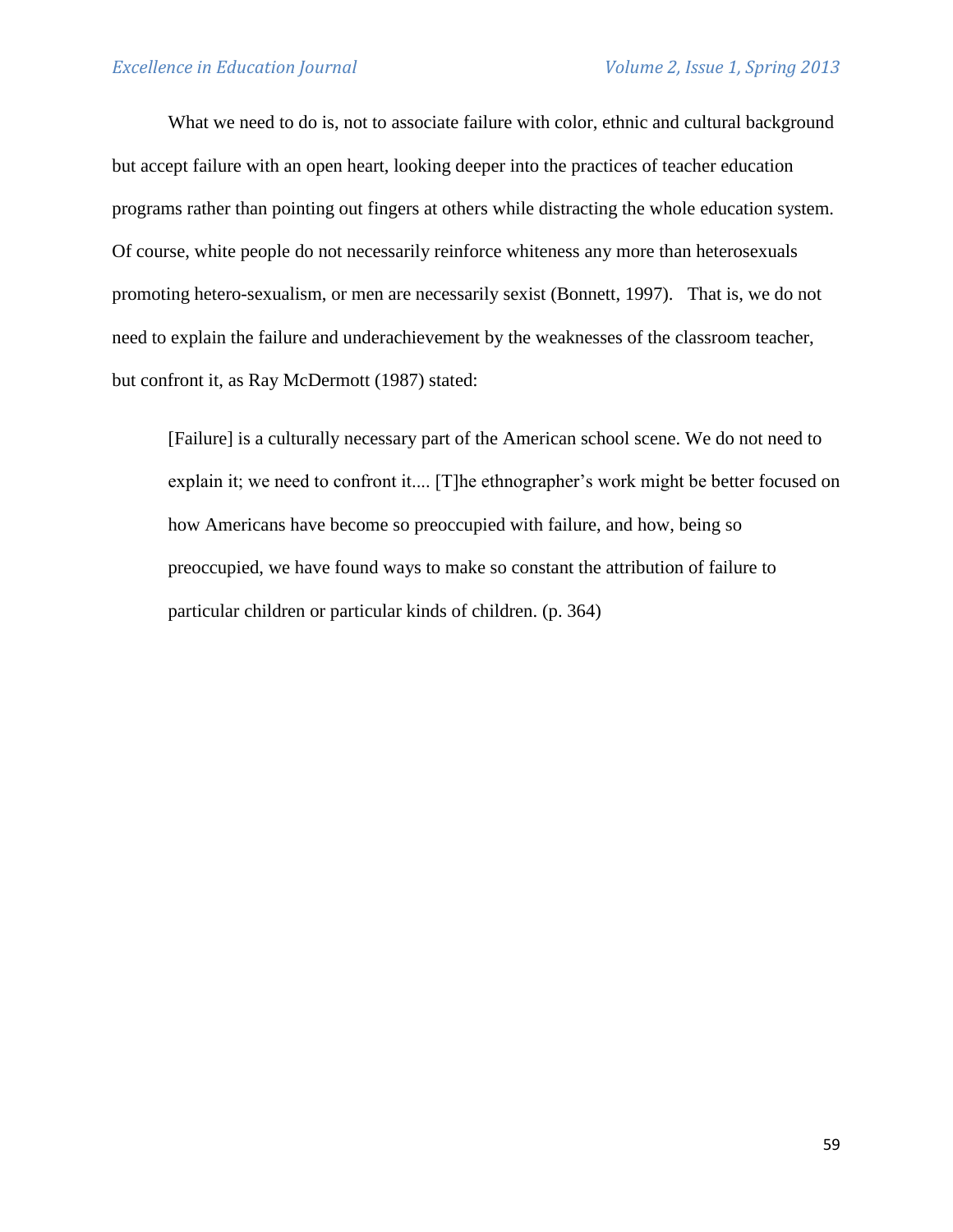What we need to do is, not to associate failure with color, ethnic and cultural background but accept failure with an open heart, looking deeper into the practices of teacher education programs rather than pointing out fingers at others while distracting the whole education system. Of course, white people do not necessarily reinforce whiteness any more than heterosexuals promoting hetero-sexualism, or men are necessarily sexist (Bonnett, 1997). That is, we do not need to explain the failure and underachievement by the weaknesses of the classroom teacher, but confront it, as Ray McDermott (1987) stated:

> [Failure] is a culturally necessary part of the American school scene. We do not need to explain it; we need to confront it.... [T]he ethnographer's work might be better focused on how Americans have become so preoccupied with failure, and how, being so preoccupied, we have found ways to make so constant the attribution of failure to particular children or particular kinds of children. (p. 364)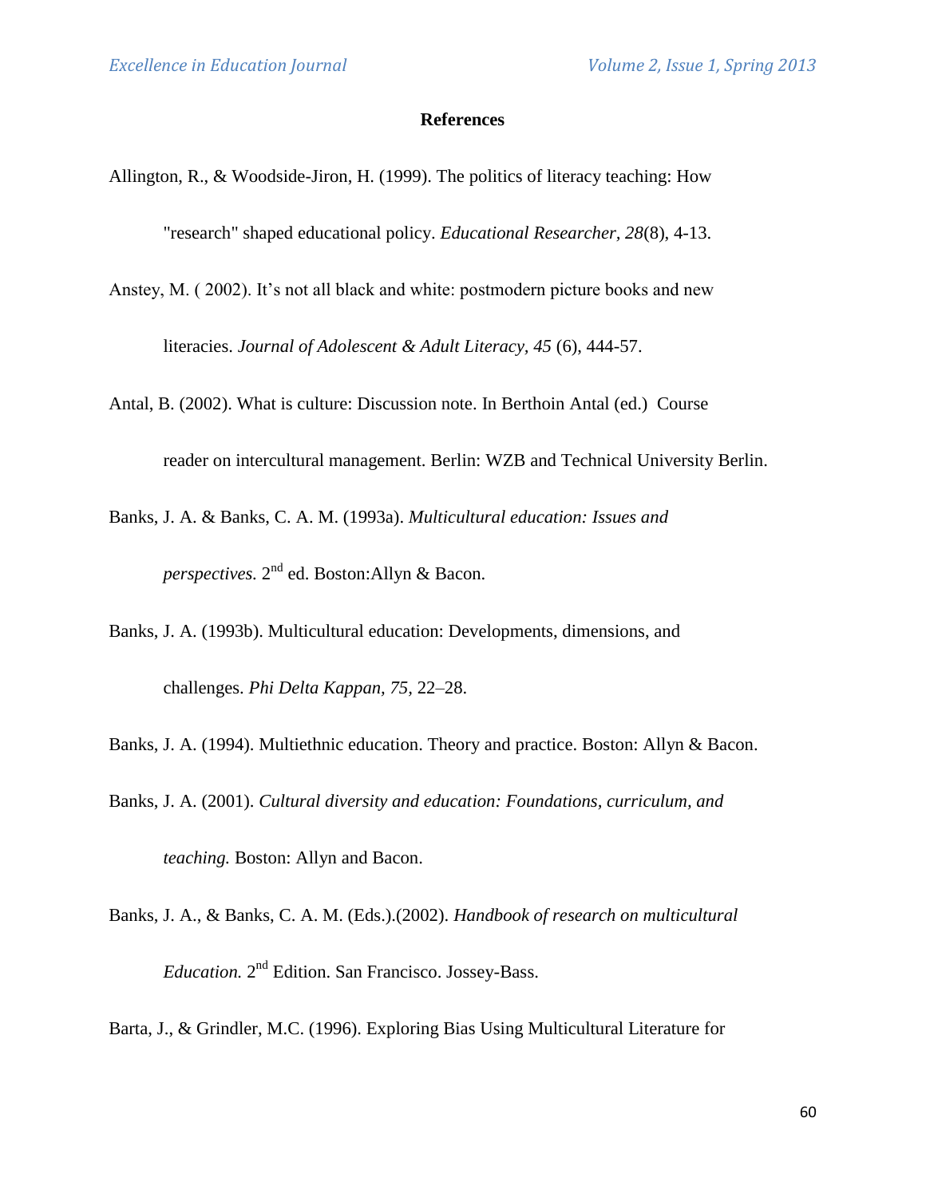**References**

Allington, R., & Woodside-Jiron, H. (1999). The politics of literacy teaching: How "research" shaped educational policy. *Educational Researcher, 28*(8), 4-13.

Anstey, M. ( 2002). It's not all black and white: postmodern picture books and new literacies. *Journal of Adolescent & Adult Literacy, 45* (6), 444-57.

Antal, B. (2002). What is culture: Discussion note. In Berthoin Antal (ed.) Course reader on intercultural management. Berlin: WZB and Technical University Berlin.

Banks, J. A. & Banks, C. A. M. (1993a). *Multicultural education: Issues and perspectives.* 2nd ed. Boston:Allyn & Bacon.

Banks, J. A. (1993b). Multicultural education: Developments, dimensions, and challenges. *Phi Delta Kappan, 75,* 22–28.

Banks, J. A. (1994). Multiethnic education. Theory and practice. Boston: Allyn & Bacon.

Banks, J. A. (2001). *Cultural diversity and education: Foundations, curriculum, and teaching.* Boston: Allyn and Bacon.

Banks, J. A., & Banks, C. A. M. (Eds.).(2002). *Handbook of research on multicultural Education.* 2nd Edition. San Francisco. Jossey-Bass.

Barta, J., & Grindler, M.C. (1996). Exploring Bias Using Multicultural Literature for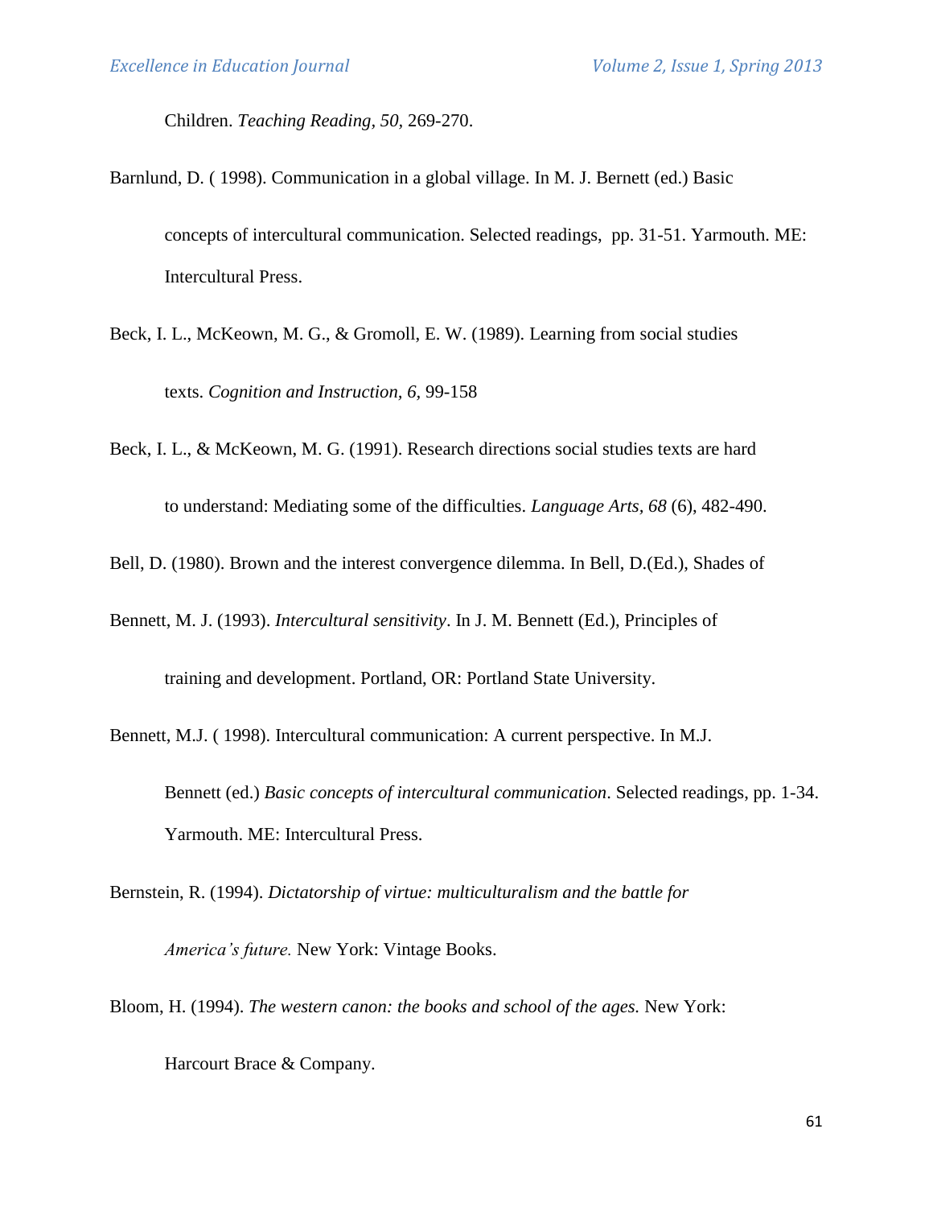Children. *Teaching Reading*, *50*, 269-270.

Barnlund, D. ( 1998). Communication in a global village. In M. J. Bernett (ed.) Basic concepts of intercultural communication. Selected readings,  pp. 31-51. Yarmouth. ME: Intercultural Press.

Beck, I. L., McKeown, M. G., & Gromoll, E. W. (1989). Learning from social studies texts. *Cognition and Instruction*, *6*, 99-158

Beck, I. L., & McKeown, M. G. (1991). Research directions social studies texts are hard to understand: Mediating some of the difficulties. *Language Arts, 68* (6), 482-490.

Bell, D. (1980). Brown and the interest convergence dilemma. In Bell, D.(Ed.), Shades of

Bennett, M. J. (1993). *Intercultural sensitivity*. In J. M. Bennett (Ed.), Principles of training and development. Portland, OR: Portland State University.

Bennett, M.J. ( 1998). Intercultural communication: A current perspective. In M.J. Bennett (ed.) *Basic concepts of intercultural communication*. Selected readings, pp. 1-34. Yarmouth. ME: Intercultural Press.

Bernstein, R. (1994). *Dictatorship of virtue: multiculturalism and the battle for America's future.* New York: Vintage Books.

Bloom, H. (1994). *The western canon: the books and school of the ages.* New York: Harcourt Brace & Company.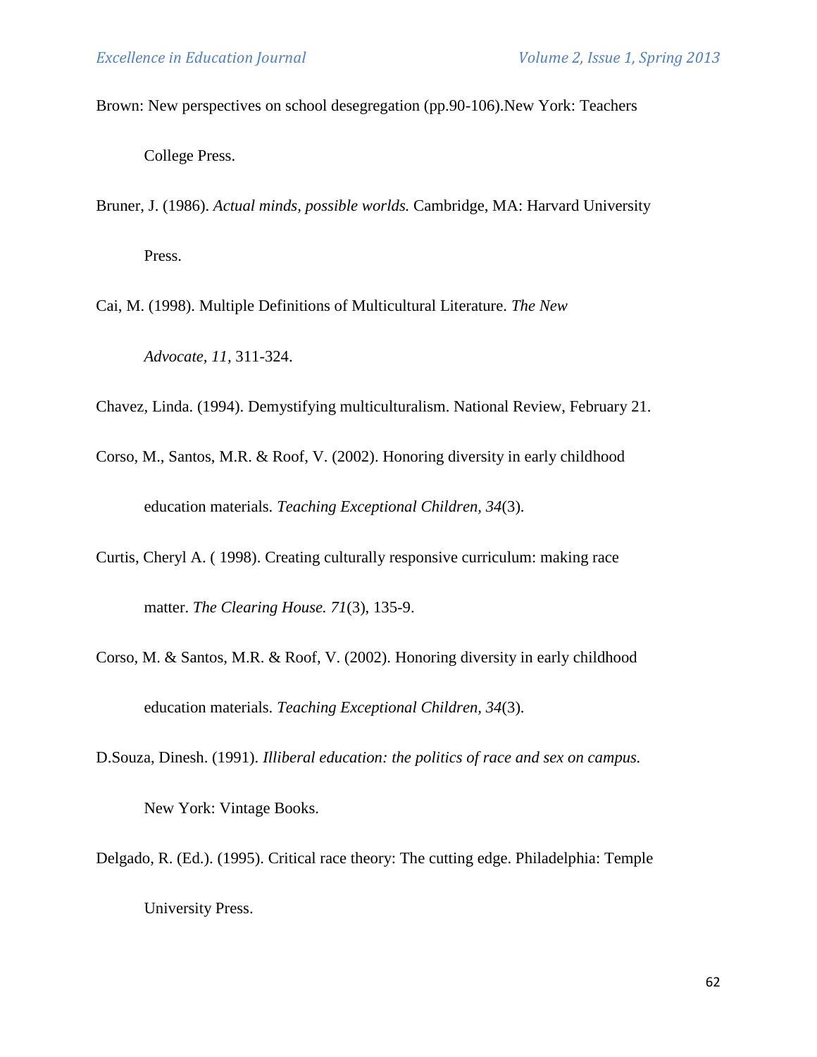Brown: New perspectives on school desegregation (pp.90-106).New York: Teachers College Press.

Bruner, J. (1986). *Actual minds, possible worlds.* Cambridge, MA: Harvard University Press.

Cai, M. (1998). Multiple Definitions of Multicultural Literature. *The New Advocate, 11,* 311-324.

Chavez, Linda. (1994). Demystifying multiculturalism. National Review, February 21.

Corso, M., Santos, M.R. & Roof, V. (2002). Honoring diversity in early childhood education materials. *Teaching Exceptional Children, 34*(3).

Curtis, Cheryl A. ( 1998). Creating culturally responsive curriculum: making race matter. *The Clearing House. 71*(3), 135-9.

Corso, M. & Santos, M.R. & Roof, V. (2002). Honoring diversity in early childhood education materials. *Teaching Exceptional Children, 34*(3).

D.Souza, Dinesh. (1991). *Illiberal education: the politics of race and sex on campus.* New York: Vintage Books.

Delgado, R. (Ed.). (1995). Critical race theory: The cutting edge. Philadelphia: Temple University Press.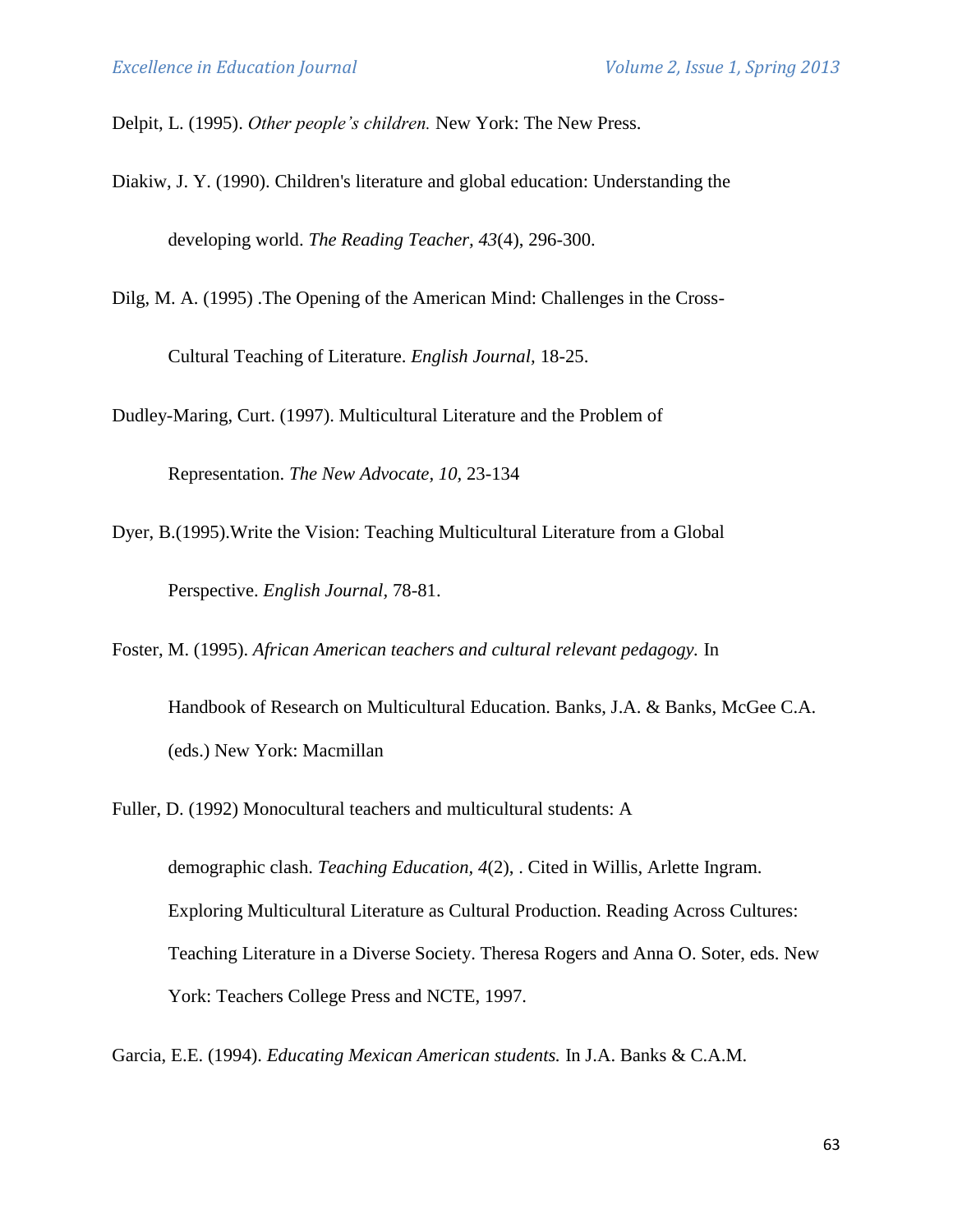Delpit, L. (1995). *Other people's children.* New York: The New Press.

Diakiw, J. Y. (1990). Children's literature and global education: Understanding the developing world. *The Reading Teacher, 43*(4), 296-300.

Dilg, M. A. (1995) .The Opening of the American Mind: Challenges in the Cross-Cultural Teaching of Literature. *English Journal*, 18-25.

Dudley-Maring, Curt. (1997). Multicultural Literature and the Problem of Representation. *The New Advocate, 10,* 23-134

Dyer, B.(1995).Write the Vision: Teaching Multicultural Literature from a Global Perspective. *English Journal*, 78-81.

Foster, M. (1995). *African American teachers and cultural relevant pedagogy.* In Handbook of Research on Multicultural Education. Banks, J.A. & Banks, McGee C.A. (eds.) New York: Macmillan

Fuller, D. (1992) Monocultural teachers and multicultural students: A demographic clash. *Teaching Education, 4*(2), . Cited in Willis, Arlette Ingram. Exploring Multicultural Literature as Cultural Production. Reading Across Cultures: Teaching Literature in a Diverse Society. Theresa Rogers and Anna O. Soter, eds. New York: Teachers College Press and NCTE, 1997.

Garcia, E.E. (1994). *Educating Mexican American students.* In J.A. Banks & C.A.M.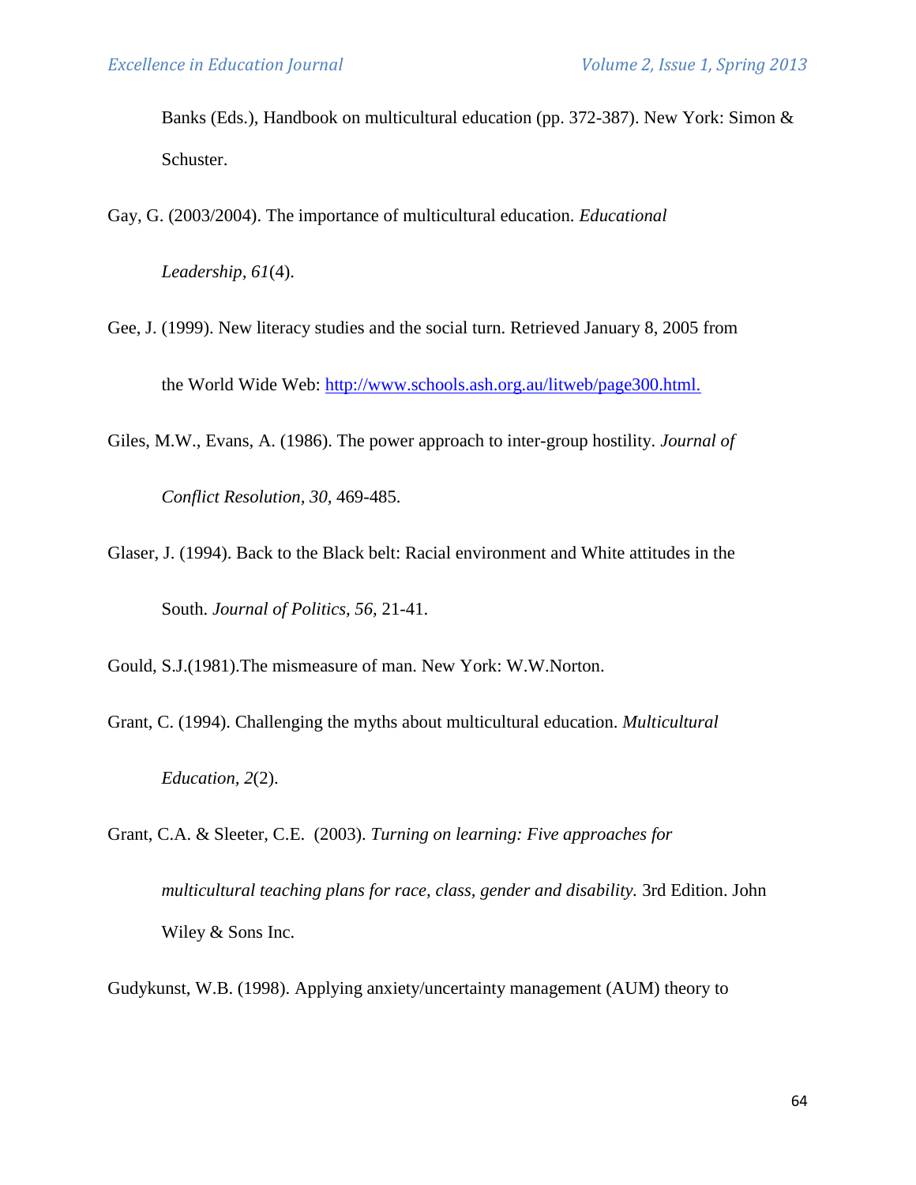Banks (Eds.), Handbook on multicultural education (pp. 372-387). New York: Simon & Schuster.

Gay, G. (2003/2004). The importance of multicultural education. *Educational Leadership, 61*(4).

Gee, J. (1999). New literacy studies and the social turn. Retrieved January 8, 2005 from the World Wide Web: http://www.schools.ash.org.au/litweb/page300.html.

Giles, M.W., Evans, A. (1986). The power approach to inter-group hostility. *Journal of Conflict Resolution, 30,* 469-485.

Glaser, J. (1994). Back to the Black belt: Racial environment and White attitudes in the South. *Journal of Politics, 56,* 21-41.

Gould, S.J.(1981).The mismeasure of man. New York: W.W.Norton.

Grant, C. (1994). Challenging the myths about multicultural education. *Multicultural Education, 2*(2).

Grant, C.A. & Sleeter, C.E. (2003). *Turning on learning: Five approaches for multicultural teaching plans for race, class, gender and disability.* 3rd Edition. John Wiley & Sons Inc.

Gudykunst, W.B. (1998). Applying anxiety/uncertainty management (AUM) theory to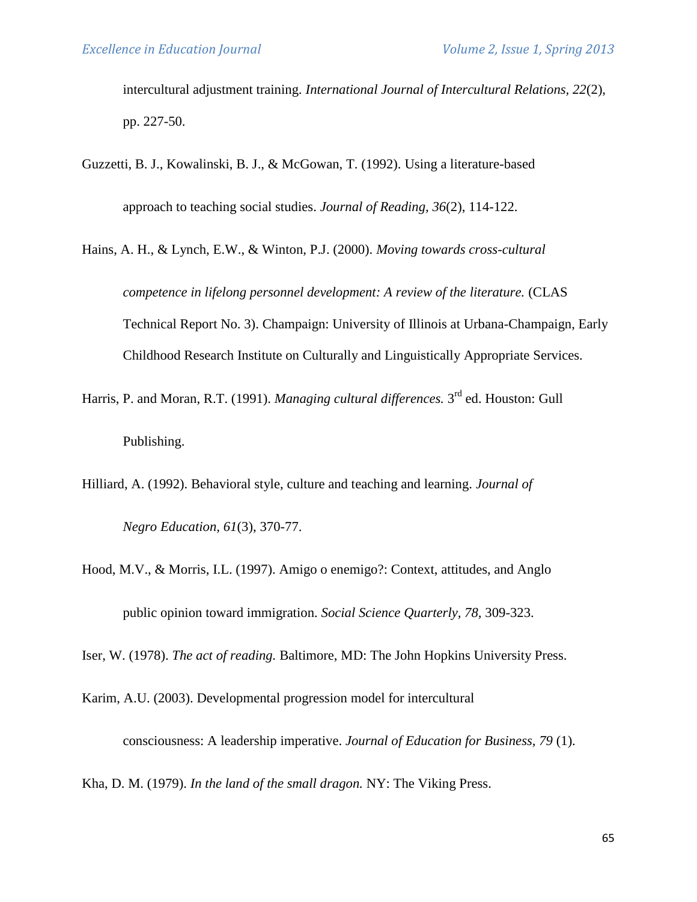intercultural adjustment training. *International Journal of Intercultural Relations, 22*(2), pp. 227-50.

Guzzetti, B. J., Kowalinski, B. J., & McGowan, T. (1992). Using a literature-based approach to teaching social studies. *Journal of Reading, 36*(2), 114-122.

Hains, A. H., & Lynch, E.W., & Winton, P.J. (2000). *Moving towards cross-cultural competence in lifelong personnel development: A review of the literature.* (CLAS Technical Report No. 3). Champaign: University of Illinois at Urbana-Champaign, Early Childhood Research Institute on Culturally and Linguistically Appropriate Services.

Harris, P. and Moran, R.T. (1991). *Managing cultural differences.* 3rd ed. Houston: Gull Publishing.

Hilliard, A. (1992). Behavioral style, culture and teaching and learning. *Journal of Negro Education, 61*(3), 370-77.

Hood, M.V., & Morris, I.L. (1997). Amigo o enemigo?: Context, attitudes, and Anglo public opinion toward immigration. *Social Science Quarterly, 78,* 309-323.

Iser, W. (1978). *The act of reading.* Baltimore, MD: The John Hopkins University Press.

Karim, A.U. (2003). Developmental progression model for intercultural consciousness: A leadership imperative. *Journal of Education for Business, 79* (1).

Kha, D. M. (1979). *In the land of the small dragon.* NY: The Viking Press.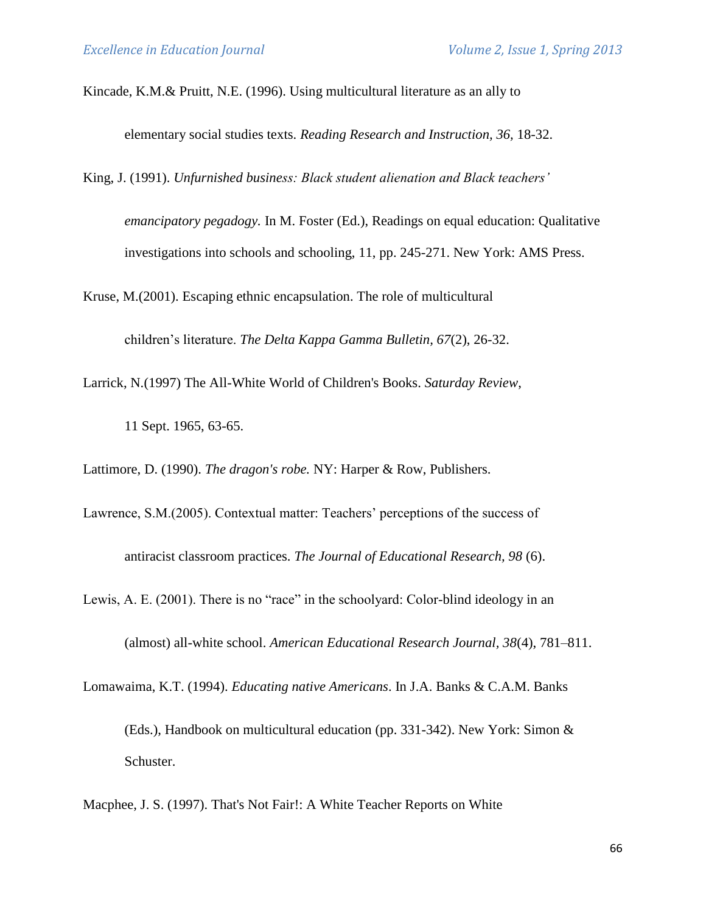Kincade, K.M.& Pruitt, N.E. (1996). Using multicultural literature as an ally to elementary social studies texts. *Reading Research and Instruction, 36,* 18-32.

King, J. (1991). *Unfurnished business: Black student alienation and Black teachers' emancipatory pegadogy.* In M. Foster (Ed.), Readings on equal education: Qualitative investigations into schools and schooling, 11, pp. 245-271. New York: AMS Press.

Kruse, M.(2001). Escaping ethnic encapsulation. The role of multicultural children's literature. *The Delta Kappa Gamma Bulletin, 67*(2), 26-32.

Larrick, N.(1997) The All-White World of Children's Books. *Saturday Review*, 11 Sept. 1965, 63-65.

Lattimore, D. (1990). *The dragon's robe.* NY: Harper & Row, Publishers.

Lawrence, S.M.(2005). Contextual matter: Teachers' perceptions of the success of antiracist classroom practices. *The Journal of Educational Research, 98* (6).

Lewis, A. E. (2001). There is no "race" in the schoolyard: Color-blind ideology in an (almost) all-white school. *American Educational Research Journal, 38*(4), 781–811.

Lomawaima, K.T. (1994). *Educating native Americans*. In J.A. Banks & C.A.M. Banks (Eds.), Handbook on multicultural education (pp. 331-342). New York: Simon & Schuster.

Macphee, J. S. (1997). That's Not Fair!: A White Teacher Reports on White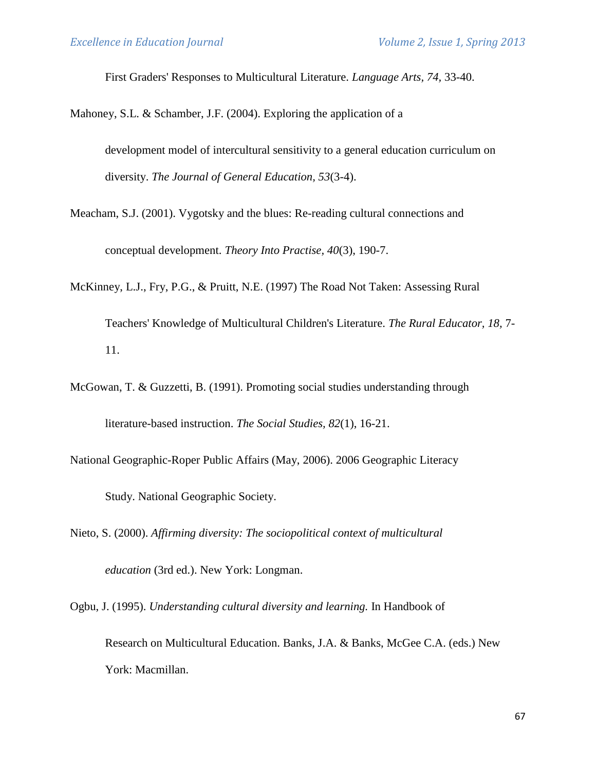First Graders' Responses to Multicultural Literature. *Language Arts, 74*, 33-40.

Mahoney, S.L. & Schamber, J.F. (2004). Exploring the application of a development model of intercultural sensitivity to a general education curriculum on diversity. *The Journal of General Education, 53*(3-4).

Meacham, S.J. (2001). Vygotsky and the blues: Re-reading cultural connections and conceptual development. *Theory Into Practise, 40*(3), 190-7.

McKinney, L.J., Fry, P.G., & Pruitt, N.E. (1997) The Road Not Taken: Assessing Rural Teachers' Knowledge of Multicultural Children's Literature. *The Rural Educator, 18,* 7-11.

McGowan, T. & Guzzetti, B. (1991). Promoting social studies understanding through literature-based instruction. *The Social Studies, 82*(1), 16-21.

National Geographic-Roper Public Affairs (May, 2006). 2006 Geographic Literacy Study. National Geographic Society.

Nieto, S. (2000). *Affirming diversity: The sociopolitical context of multicultural education* (3rd ed.). New York: Longman.

Ogbu, J. (1995). *Understanding cultural diversity and learning.* In Handbook of Research on Multicultural Education. Banks, J.A. & Banks, McGee C.A. (eds.) New York: Macmillan.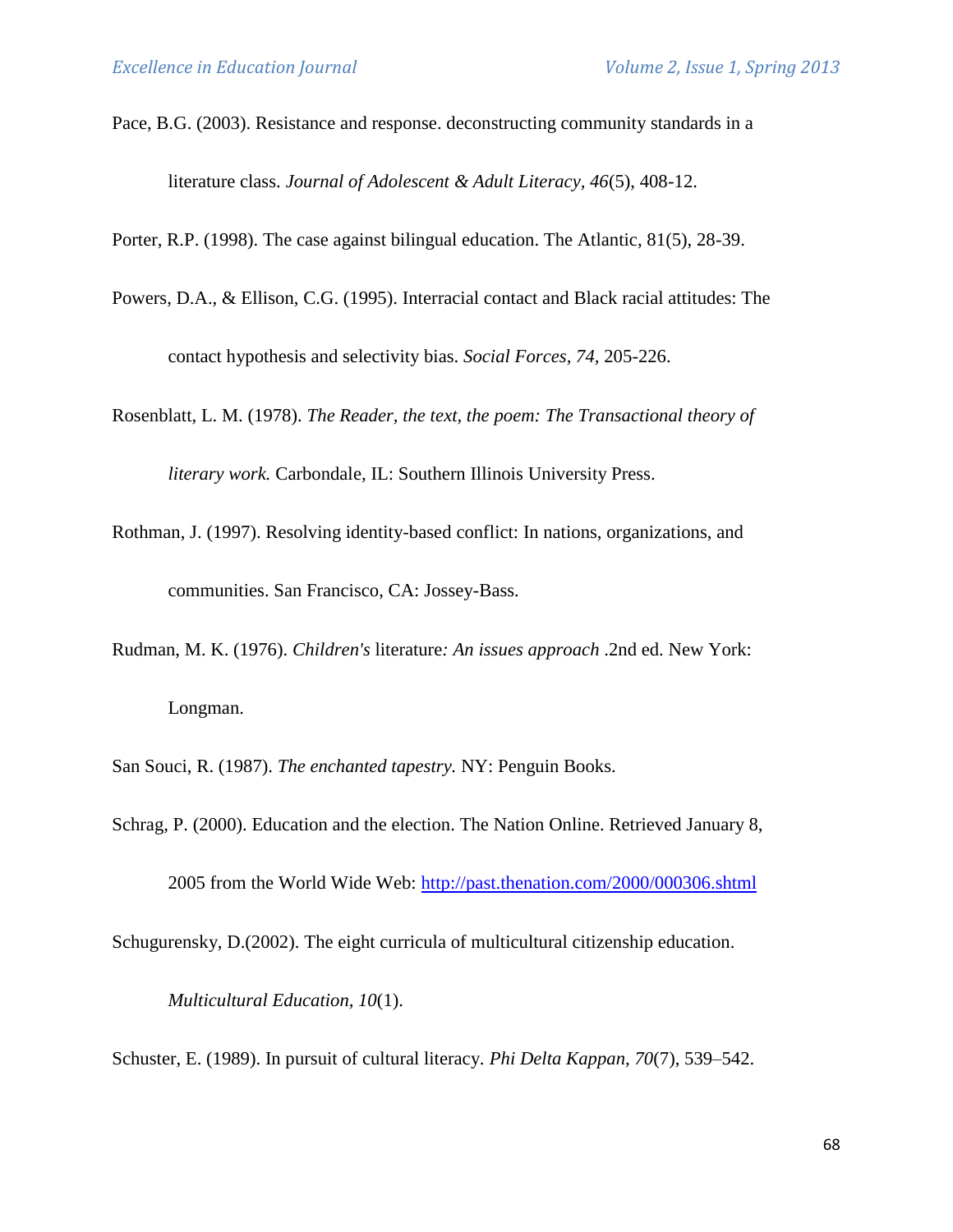Pace, B.G. (2003). Resistance and response. deconstructing community standards in a literature class. *Journal of Adolescent & Adult Literacy, 46*(5), 408-12.

Porter, R.P. (1998). The case against bilingual education. The Atlantic, 81(5), 28-39.

Powers, D.A., & Ellison, C.G. (1995). Interracial contact and Black racial attitudes: The contact hypothesis and selectivity bias. *Social Forces, 74,* 205-226.

Rosenblatt, L. M. (1978). *The Reader, the text, the poem: The Transactional theory of literary work.* Carbondale, IL: Southern Illinois University Press.

Rothman, J. (1997). Resolving identity-based conflict: In nations, organizations, and communities. San Francisco, CA: Jossey-Bass.

Rudman, M. K. (1976). *Children's* literature*: An issues approach* .2nd ed. New York: Longman.

San Souci, R. (1987). *The enchanted tapestry.* NY: Penguin Books.

Schrag, P. (2000). Education and the election. The Nation Online. Retrieved January 8, 2005 from the World Wide Web: http://past.thenation.com/2000/000306.shtml

Schugurensky, D.(2002). The eight curricula of multicultural citizenship education. *Multicultural Education, 10*(1).

Schuster, E. (1989). In pursuit of cultural literacy. *Phi Delta Kappan, 70*(7), 539–542.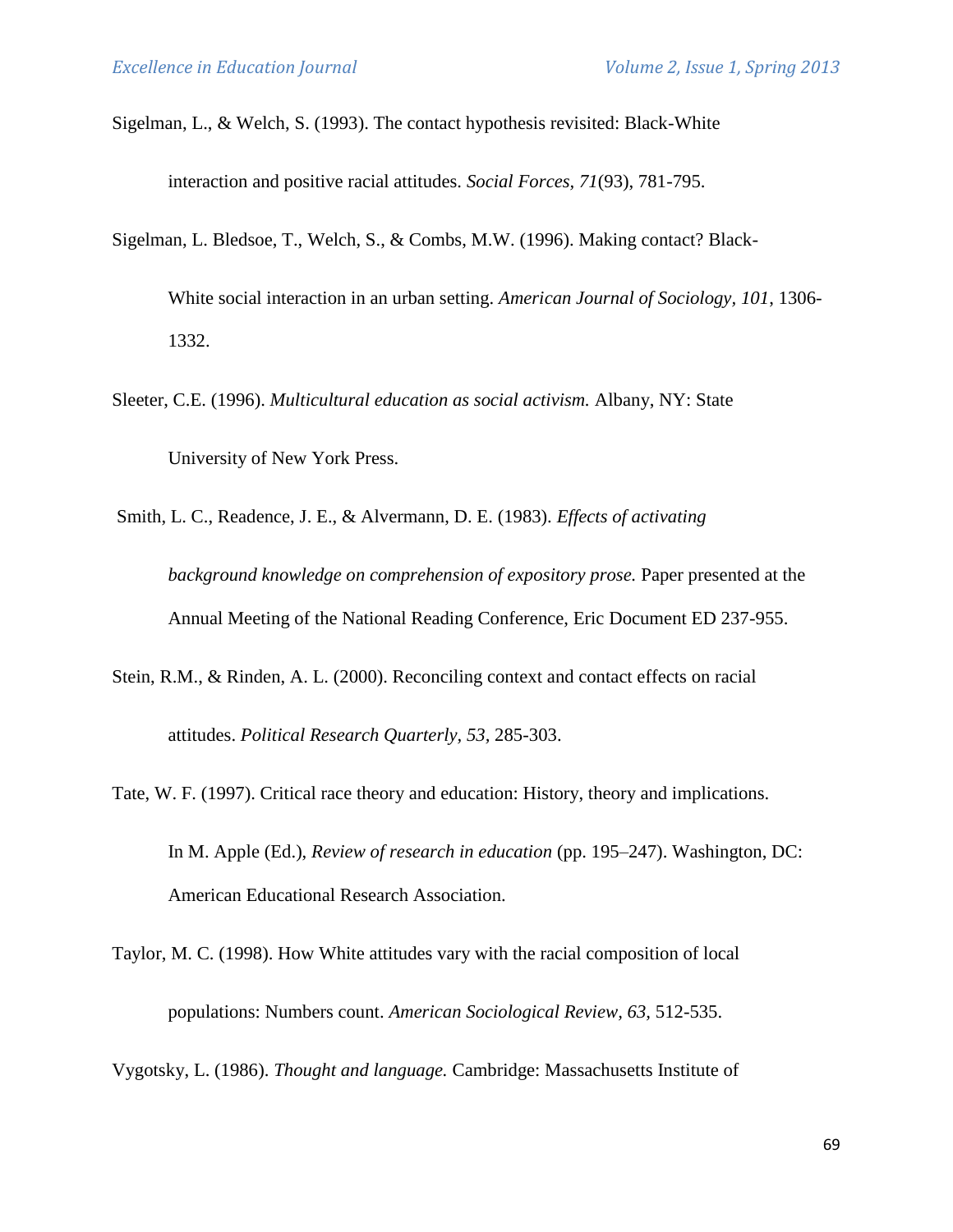Sigelman, L., & Welch, S. (1993). The contact hypothesis revisited: Black-White interaction and positive racial attitudes. *Social Forces, 71*(93), 781-795.

Sigelman, L. Bledsoe, T., Welch, S., & Combs, M.W. (1996). Making contact? Black-White social interaction in an urban setting. *American Journal of Sociology, 101*, 1306-1332.

Sleeter, C.E. (1996). *Multicultural education as social activism.* Albany, NY: State University of New York Press.

Smith, L. C., Readence, J. E., & Alvermann, D. E. (1983). *Effects of activating background knowledge on comprehension of expository prose.* Paper presented at the Annual Meeting of the National Reading Conference, Eric Document ED 237-955.

Stein, R.M., & Rinden, A. L. (2000). Reconciling context and contact effects on racial attitudes. *Political Research Quarterly, 53,* 285-303.

Tate, W. F. (1997). Critical race theory and education: History, theory and implications. In M. Apple (Ed.), *Review of research in education* (pp. 195–247). Washington, DC: American Educational Research Association.

Taylor, M. C. (1998). How White attitudes vary with the racial composition of local populations: Numbers count. *American Sociological Review, 63,* 512-535.

Vygotsky, L. (1986). *Thought and language.* Cambridge: Massachusetts Institute of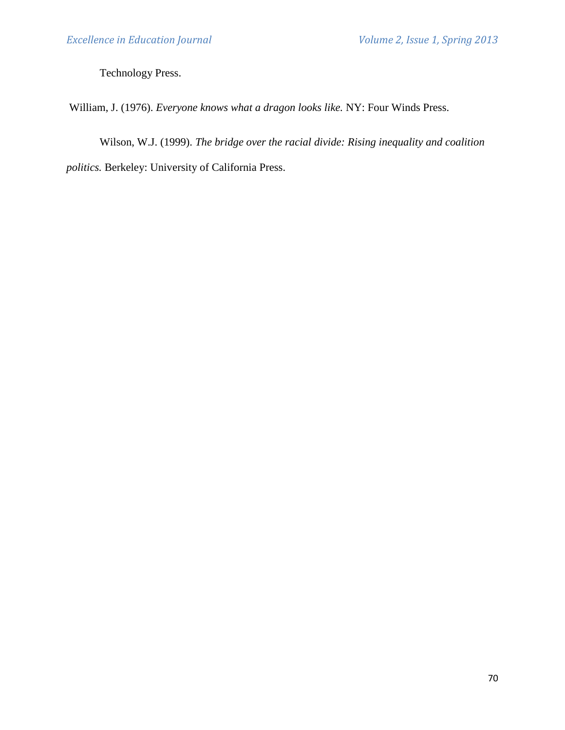Technology Press.

William, J. (1976). *Everyone knows what a dragon looks like.* NY: Four Winds Press.

Wilson, W.J. (1999). *The bridge over the racial divide: Rising inequality and coalition politics.* Berkeley: University of California Press.